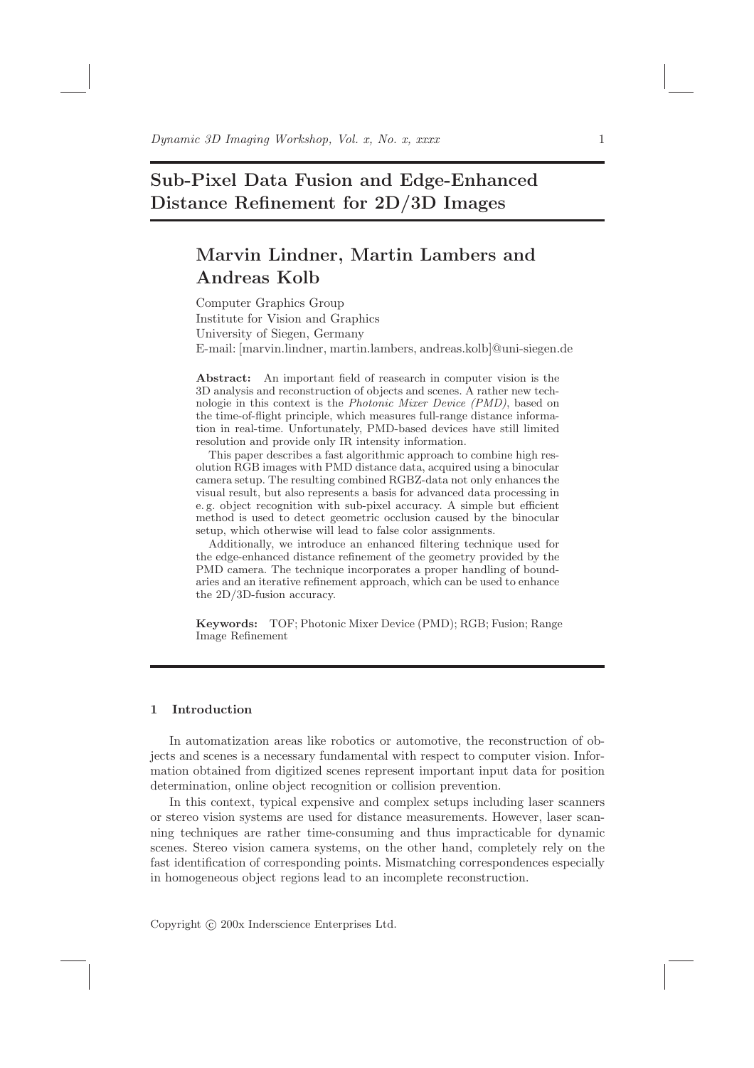# Sub-Pixel Data Fusion and Edge-Enhanced Distance Refinement for 2D/3D Images

## Marvin Lindner, Martin Lambers and Andreas Kolb

Computer Graphics Group
Institute for Vision and Graphics
University of Siegen, Germany
E-mail: [marvin.lindner, martin.lambers, andreas.kolb]@uni-siegen.de

**Abstract:** An important field of reasearch in computer vision is the 3D analysis and reconstruction of objects and scenes. A rather new technologie in this context is the *Photonic Mixer Device (PMD)*, based on the time-of-flight principle, which measures full-range distance information in real-time. Unfortunately, PMD-based devices have still limited resolution and provide only IR intensity information.

This paper describes a fast algorithmic approach to combine high resolution RGB images with PMD distance data, acquired using a binocular camera setup. The resulting combined RGBZ-data not only enhances the visual result, but also represents a basis for advanced data processing in e. g. object recognition with sub-pixel accuracy. A simple but efficient method is used to detect geometric occlusion caused by the binocular setup, which otherwise will lead to false color assignments.

Additionally, we introduce an enhanced filtering technique used for the edge-enhanced distance refinement of the geometry provided by the PMD camera. The technique incorporates a proper handling of boundaries and an iterative refinement approach, which can be used to enhance the 2D/3D-fusion accuracy.

**Keywords:** TOF; Photonic Mixer Device (PMD); RGB; Fusion; Range Image Refinement

## 1 Introduction

In automatization areas like robotics or automotive, the reconstruction of objects and scenes is a necessary fundamental with respect to computer vision. Information obtained from digitized scenes represent important input data for position determination, online object recognition or collision prevention.

In this context, typical expensive and complex setups including laser scanners or stereo vision systems are used for distance measurements. However, laser scanning techniques are rather time-consuming and thus impracticable for dynamic scenes. Stereo vision camera systems, on the other hand, completely rely on the fast identification of corresponding points. Mismatching correspondences especially in homogeneous object regions lead to an incomplete reconstruction.

Copyright © 200x Inderscience Enterprises Ltd.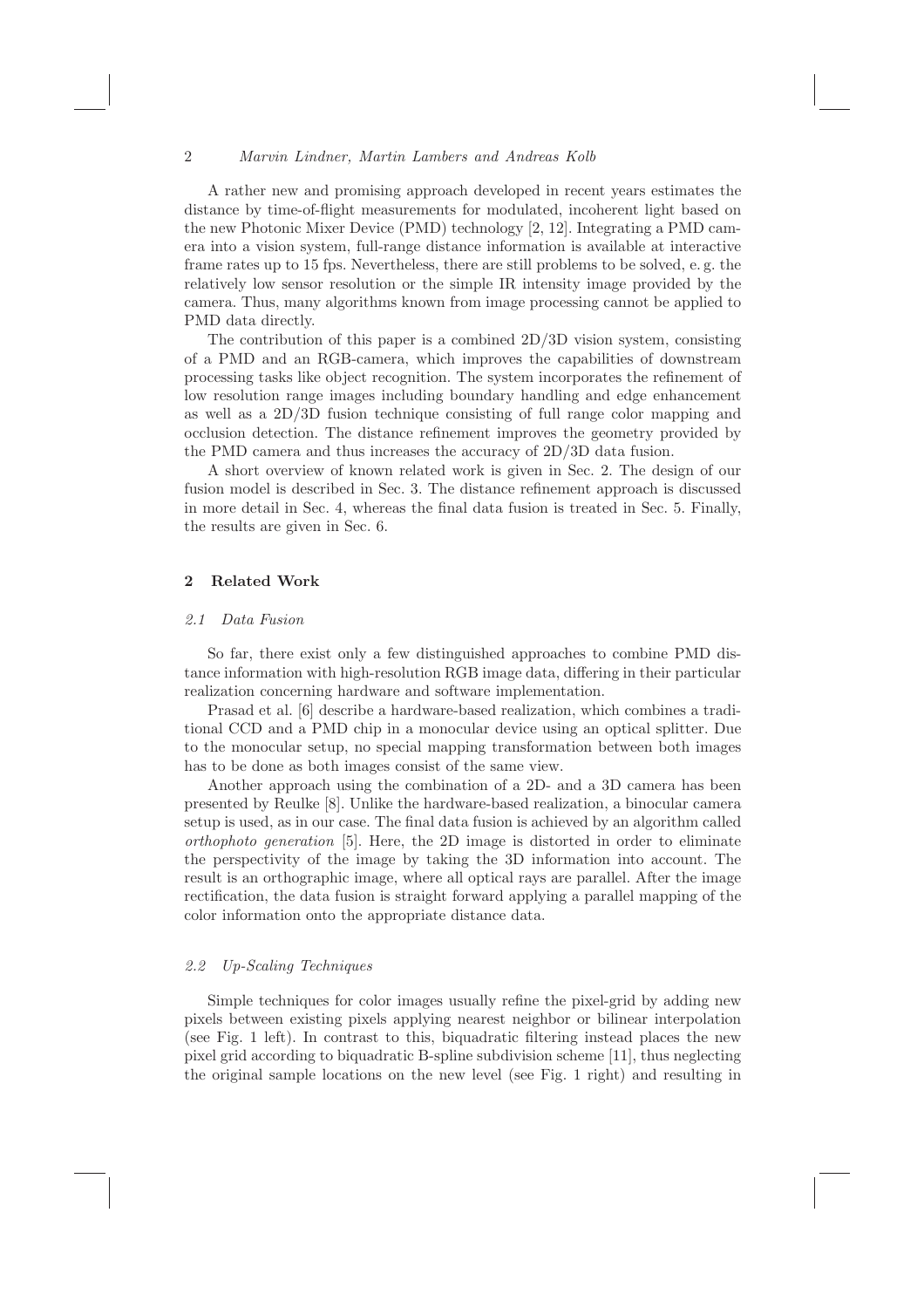A rather new and promising approach developed in recent years estimates the distance by time-of-flight measurements for modulated, incoherent light based on the new Photonic Mixer Device (PMD) technology [2, 12]. Integrating a PMD camera into a vision system, full-range distance information is available at interactive frame rates up to 15 fps. Nevertheless, there are still problems to be solved, e. g. the relatively low sensor resolution or the simple IR intensity image provided by the camera. Thus, many algorithms known from image processing cannot be applied to PMD data directly.

The contribution of this paper is a combined 2D/3D vision system, consisting of a PMD and an RGB-camera, which improves the capabilities of downstream processing tasks like object recognition. The system incorporates the refinement of low resolution range images including boundary handling and edge enhancement as well as a 2D/3D fusion technique consisting of full range color mapping and occlusion detection. The distance refinement improves the geometry provided by the PMD camera and thus increases the accuracy of 2D/3D data fusion.

A short overview of known related work is given in Sec. 2. The design of our fusion model is described in Sec. 3. The distance refinement approach is discussed in more detail in Sec. 4, whereas the final data fusion is treated in Sec. 5. Finally, the results are given in Sec. 6.

## 2 Related Work

### *2.1 Data Fusion*

So far, there exist only a few distinguished approaches to combine PMD distance information with high-resolution RGB image data, differing in their particular realization concerning hardware and software implementation.

Prasad et al. [6] describe a hardware-based realization, which combines a traditional CCD and a PMD chip in a monocular device using an optical splitter. Due to the monocular setup, no special mapping transformation between both images has to be done as both images consist of the same view.

Another approach using the combination of a 2D- and a 3D camera has been presented by Reulke [8]. Unlike the hardware-based realization, a binocular camera setup is used, as in our case. The final data fusion is achieved by an algorithm called *orthophoto generation* [5]. Here, the 2D image is distorted in order to eliminate the perspectivity of the image by taking the 3D information into account. The result is an orthographic image, where all optical rays are parallel. After the image rectification, the data fusion is straight forward applying a parallel mapping of the color information onto the appropriate distance data.

### *2.2 Up-Scaling Techniques*

Simple techniques for color images usually refine the pixel-grid by adding new pixels between existing pixels applying nearest neighbor or bilinear interpolation (see Fig. 1 left). In contrast to this, biquadratic filtering instead places the new pixel grid according to biquadratic B-spline subdivision scheme [11], thus neglecting the original sample locations on the new level (see Fig. 1 right) and resulting in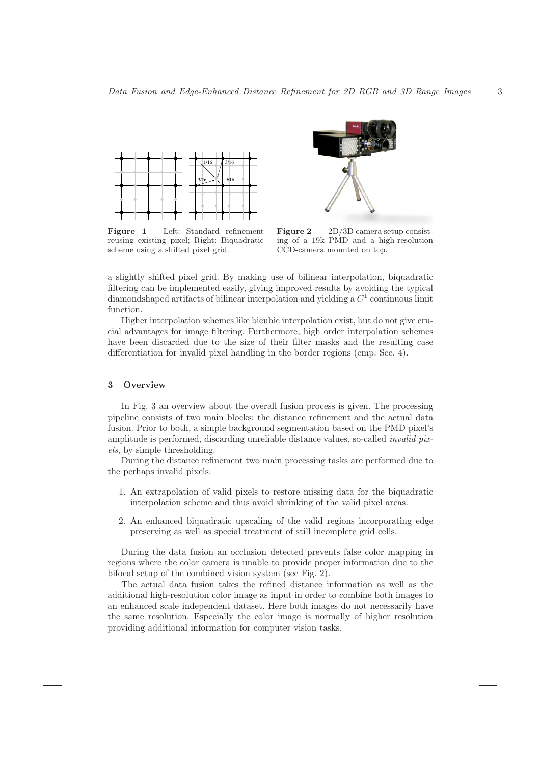Figure 1 Left: Standard refinement reusing existing pixel; Right: Biquadratic scheme using a shifted pixel grid.

Figure 2 2D/3D camera setup consisting of a 19k PMD and a high-resolution CCD-camera mounted on top.

a slightly shifted pixel grid. By making use of bilinear interpolation, biquadratic filtering can be implemented easily, giving improved results by avoiding the typical diamondshaped artifacts of bilinear interpolation and yielding a $C^1$ continuous limit function.

Higher interpolation schemes like bicubic interpolation exist, but do not give crucial advantages for image filtering. Furthermore, high order interpolation schemes have been discarded due to the size of their filter masks and the resulting case differentiation for invalid pixel handling in the border regions (cmp. Sec. 4).

## 3 Overview

In Fig. 3 an overview about the overall fusion process is given. The processing pipeline consists of two main blocks: the distance refinement and the actual data fusion. Prior to both, a simple background segmentation based on the PMD pixel's amplitude is performed, discarding unreliable distance values, so-called *invalid pixels*, by simple thresholding.

During the distance refinement two main processing tasks are performed due to the perhaps invalid pixels:

1. An extrapolation of valid pixels to restore missing data for the biquadratic interpolation scheme and thus avoid shrinking of the valid pixel areas.
2. An enhanced biquadratic upscaling of the valid regions incorporating edge preserving as well as special treatment of still incomplete grid cells.

During the data fusion an occlusion detected prevents false color mapping in regions where the color camera is unable to provide proper information due to the bifocal setup of the combined vision system (see Fig. 2).

The actual data fusion takes the refined distance information as well as the additional high-resolution color image as input in order to combine both images to an enhanced scale independent dataset. Here both images do not necessarily have the same resolution. Especially the color image is normally of higher resolution providing additional information for computer vision tasks.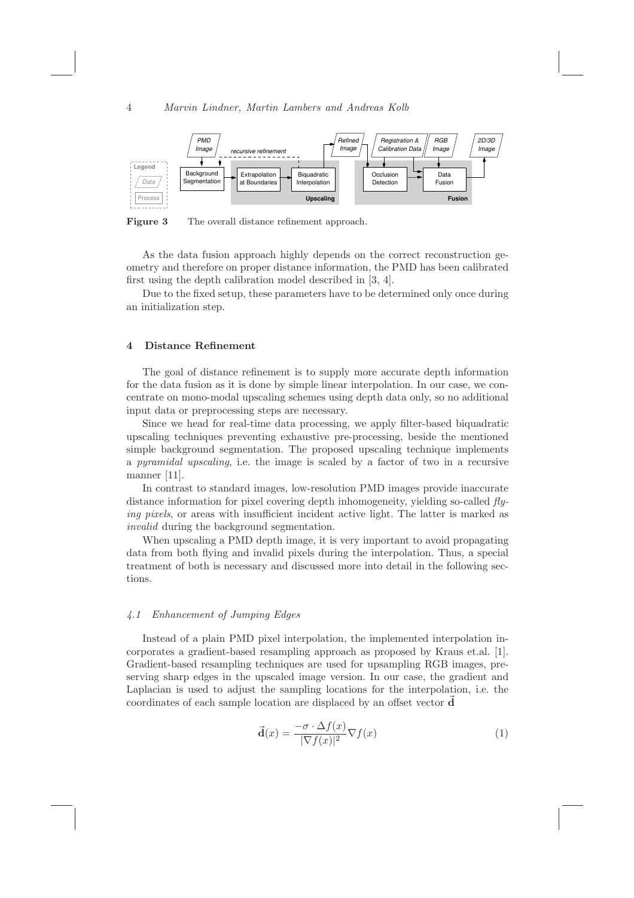Figure 3 The overall distance refinement approach.

As the data fusion approach highly depends on the correct reconstruction geometry and therefore on proper distance information, the PMD has been calibrated first using the depth calibration model described in [3, 4].

Due to the fixed setup, these parameters have to be determined only once during an initialization step.

## 4 Distance Refinement

The goal of distance refinement is to supply more accurate depth information for the data fusion as it is done by simple linear interpolation. In our case, we concentrate on mono-modal upscaling schemes using depth data only, so no additional input data or preprocessing steps are necessary.

Since we head for real-time data processing, we apply filter-based biquadratic upscaling techniques preventing exhaustive pre-processing, beside the mentioned simple background segmentation. The proposed upscaling technique implements a *pyramidal upscaling*, i.e. the image is scaled by a factor of two in a recursive manner [11].

In contrast to standard images, low-resolution PMD images provide inaccurate distance information for pixel covering depth inhomogeneity, yielding so-called *flying pixels*, or areas with insufficient incident active light. The latter is marked as *invalid* during the background segmentation.

When upscaling a PMD depth image, it is very important to avoid propagating data from both flying and invalid pixels during the interpolation. Thus, a special treatment of both is necessary and discussed more into detail in the following sections.

### *4.1 Enhancement of Jumping Edges*

Instead of a plain PMD pixel interpolation, the implemented interpolation incorporates a gradient-based resampling approach as proposed by Kraus et.al. [1]. Gradient-based resampling techniques are used for upsampling RGB images, preserving sharp edges in the upscaled image version. In our case, the gradient and Laplacian is used to adjust the sampling locations for the interpolation, i.e. the coordinates of each sample location are displaced by an offset vector $\vec{\mathbf{d}}$

$$\vec{\mathbf{d}}(x) = \frac{-\sigma \cdot \Delta f(x)}{|\nabla f(x)|^2} \nabla f(x) \qquad (1)$$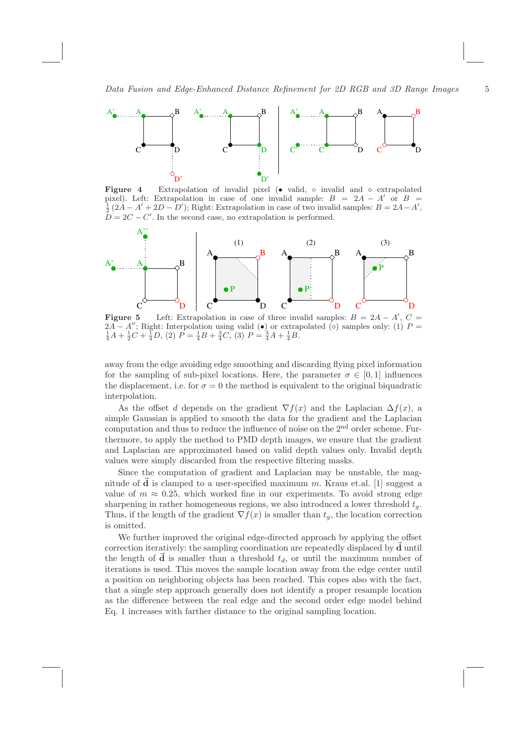**Figure 4** Extrapolation of invalid pixel (• valid, ∘ invalid and ⋄ extrapolated pixel). Left: Extrapolation in case of one invalid sample: $B = 2A - A'$ or $B = \frac{1}{2}(2A - A' + 2D - D')$; Right: Extrapolation in case of two invalid samples: $B = 2A - A'$, $D = 2C - C'$. In the second case, no extrapolation is performed.

**Figure 5** Left: Extrapolation in case of three invalid samples: $B = 2A - A'$, $C = 2A - A''$; Right: Interpolation using valid (•) or extrapolated (⋄) samples only: (1) $P = \frac{1}{4}A + \frac{1}{2}C + \frac{1}{4}D$, (2) $P = \frac{1}{4}B + \frac{3}{4}C$, (3) $P = \frac{3}{4}A + \frac{1}{4}B$.

away from the edge avoiding edge smoothing and discarding flying pixel information for the sampling of sub-pixel locations. Here, the parameter $\sigma \in [0, 1]$ influences the displacement, i.e. for $\sigma = 0$ the method is equivalent to the original biquadratic interpolation.

As the offset $d$ depends on the gradient $\nabla f(x)$ and the Laplacian $\Delta f(x)$, a simple Gaussian is applied to smooth the data for the gradient and the Laplacian computation and thus to reduce the influence of noise on the 2nd order scheme. Furthermore, to apply the method to PMD depth images, we ensure that the gradient and Laplacian are approximated based on valid depth values only. Invalid depth values were simply discarded from the respective filtering masks.

Since the computation of gradient and Laplacian may be unstable, the magnitude of $\vec{\mathbf{d}}$ is clamped to a user-specified maximum $m$. Kraus et.al. [1] suggest a value of $m \approx 0.25$, which worked fine in our experiments. To avoid strong edge sharpening in rather homogeneous regions, we also introduced a lower threshold $t_g$. Thus, if the length of the gradient $\nabla f(x)$ is smaller than $t_g$, the location correction is omitted.

We further improved the original edge-directed approach by applying the offset correction iteratively: the sampling coordination are repeatedly displaced by $\vec{\mathbf{d}}$ until the length of $\vec{\mathbf{d}}$ is smaller than a threshold $t_d$, or until the maximum number of iterations is used. This moves the sample location away from the edge center until a position on neighboring objects has been reached. This copes also with the fact, that a single step approach generally does not identify a proper resample location as the difference between the real edge and the second order edge model behind Eq. 1 increases with farther distance to the original sampling location.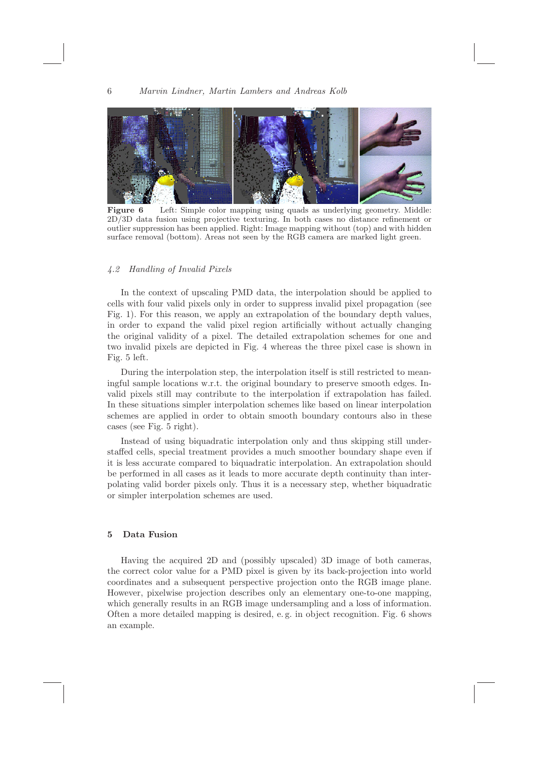**Figure 6** Left: Simple color mapping using quads as underlying geometry. Middle: 2D/3D data fusion using projective texturing. In both cases no distance refinement or outlier suppression has been applied. Right: Image mapping without (top) and with hidden surface removal (bottom). Areas not seen by the RGB camera are marked light green.

### *4.2 Handling of Invalid Pixels*

In the context of upscaling PMD data, the interpolation should be applied to cells with four valid pixels only in order to suppress invalid pixel propagation (see Fig. 1). For this reason, we apply an extrapolation of the boundary depth values, in order to expand the valid pixel region artificially without actually changing the original validity of a pixel. The detailed extrapolation schemes for one and two invalid pixels are depicted in Fig. 4 whereas the three pixel case is shown in Fig. 5 left.

During the interpolation step, the interpolation itself is still restricted to meaningful sample locations w.r.t. the original boundary to preserve smooth edges. Invalid pixels still may contribute to the interpolation if extrapolation has failed. In these situations simpler interpolation schemes like based on linear interpolation schemes are applied in order to obtain smooth boundary contours also in these cases (see Fig. 5 right).

Instead of using biquadratic interpolation only and thus skipping still understaffed cells, special treatment provides a much smoother boundary shape even if it is less accurate compared to biquadratic interpolation. An extrapolation should be performed in all cases as it leads to more accurate depth continuity than interpolating valid border pixels only. Thus it is a necessary step, whether biquadratic or simpler interpolation schemes are used.

## 5 Data Fusion

Having the acquired 2D and (possibly upscaled) 3D image of both cameras, the correct color value for a PMD pixel is given by its back-projection into world coordinates and a subsequent perspective projection onto the RGB image plane. However, pixelwise projection describes only an elementary one-to-one mapping, which generally results in an RGB image undersampling and a loss of information. Often a more detailed mapping is desired, e. g. in object recognition. Fig. 6 shows an example.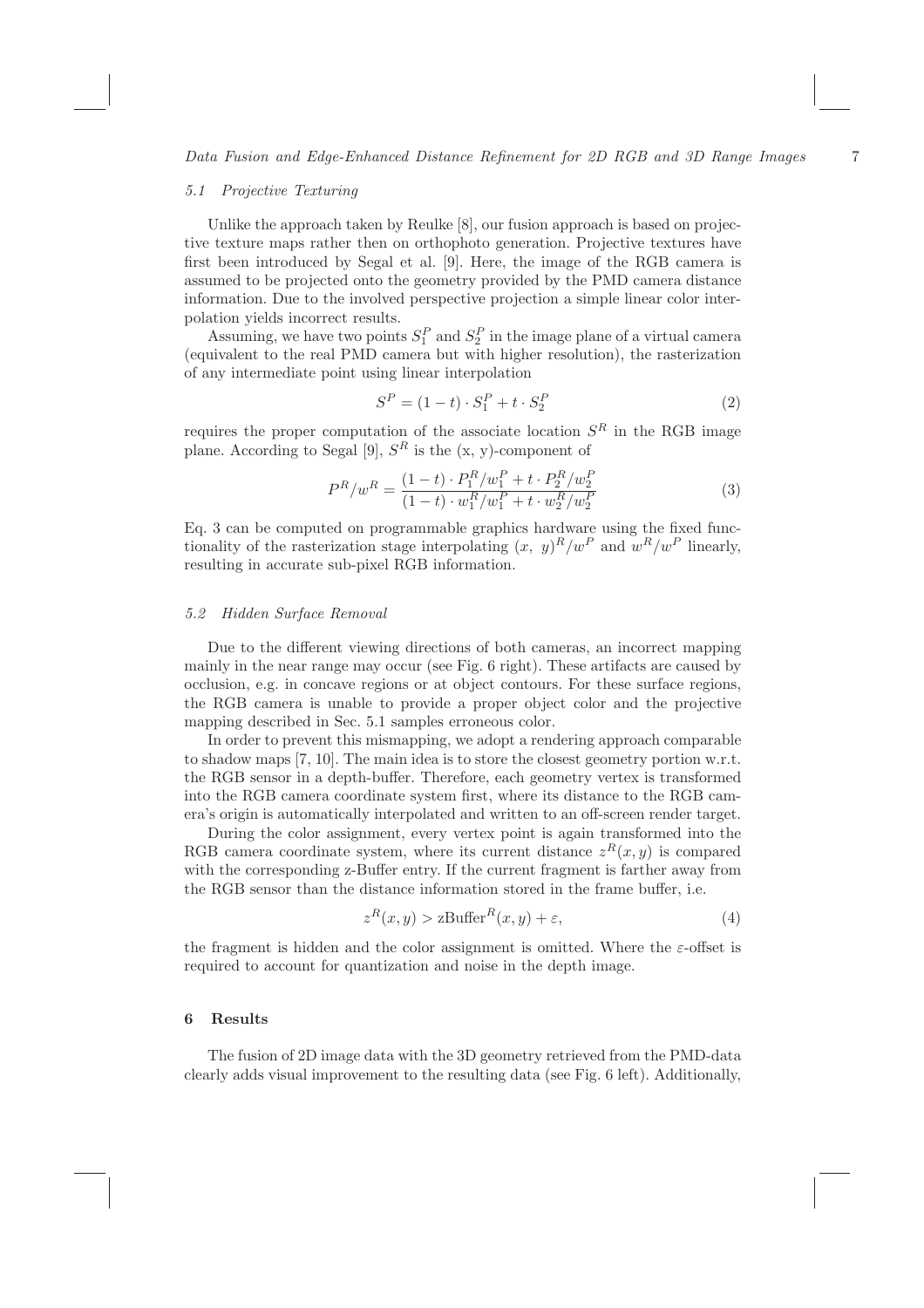### *5.1 Projective Texturing*

Unlike the approach taken by Reulke [8], our fusion approach is based on projective texture maps rather then on orthophoto generation. Projective textures have first been introduced by Segal et al. [9]. Here, the image of the RGB camera is assumed to be projected onto the geometry provided by the PMD camera distance information. Due to the involved perspective projection a simple linear color interpolation yields incorrect results.

Assuming, we have two points $S_1^P$ and $S_2^P$ in the image plane of a virtual camera (equivalent to the real PMD camera but with higher resolution), the rasterization of any intermediate point using linear interpolation

$$S^P = (1-t) \cdot S_1^P + t \cdot S_2^P \tag{2}$$

requires the proper computation of the associate location $S^R$ in the RGB image plane. According to Segal [9], $S^R$ is the (x, y)-component of

$$P^R/w^R = \frac{(1-t) \cdot P_1^R/w_1^P + t \cdot P_2^R/w_2^P}{(1-t) \cdot w_1^R/w_1^P + t \cdot w_2^R/w_2^P} \tag{3}$$

Eq. 3 can be computed on programmable graphics hardware using the fixed functionality of the rasterization stage interpolating $(x,\ y)^R/w^P$ and $w^R/w^P$ linearly, resulting in accurate sub-pixel RGB information.

### *5.2 Hidden Surface Removal*

Due to the different viewing directions of both cameras, an incorrect mapping mainly in the near range may occur (see Fig. 6 right). These artifacts are caused by occlusion, e.g. in concave regions or at object contours. For these surface regions, the RGB camera is unable to provide a proper object color and the projective mapping described in Sec. 5.1 samples erroneous color.

In order to prevent this mismapping, we adopt a rendering approach comparable to shadow maps [7, 10]. The main idea is to store the closest geometry portion w.r.t. the RGB sensor in a depth-buffer. Therefore, each geometry vertex is transformed into the RGB camera coordinate system first, where its distance to the RGB camera's origin is automatically interpolated and written to an off-screen render target.

During the color assignment, every vertex point is again transformed into the RGB camera coordinate system, where its current distance $z^R(x, y)$ is compared with the corresponding z-Buffer entry. If the current fragment is farther away from the RGB sensor than the distance information stored in the frame buffer, i.e.

$$z^R(x, y) > \text{zBuffer}^R(x, y) + \varepsilon, \tag{4}$$

the fragment is hidden and the color assignment is omitted. Where the $\varepsilon$-offset is required to account for quantization and noise in the depth image.

## 6 Results

The fusion of 2D image data with the 3D geometry retrieved from the PMD-data clearly adds visual improvement to the resulting data (see Fig. 6 left). Additionally,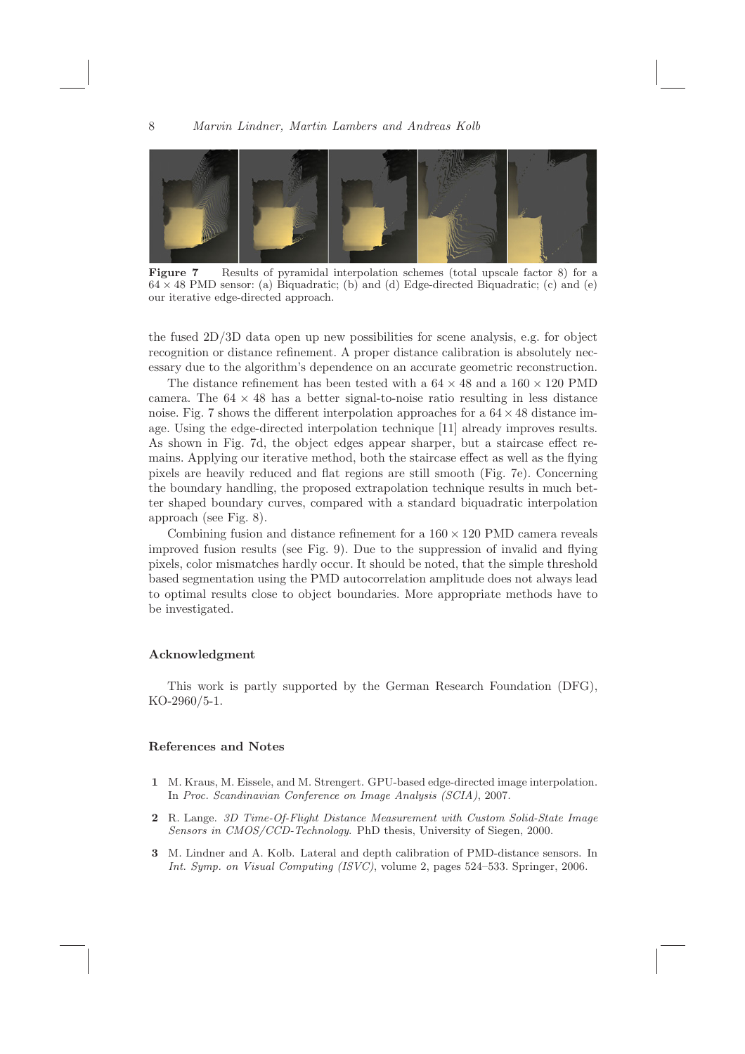**Figure 7** Results of pyramidal interpolation schemes (total upscale factor 8) for a $64 \times 48$ PMD sensor: (a) Biquadratic; (b) and (d) Edge-directed Biquadratic; (c) and (e) our iterative edge-directed approach.

the fused 2D/3D data open up new possibilities for scene analysis, e.g. for object recognition or distance refinement. A proper distance calibration is absolutely necessary due to the algorithm's dependence on an accurate geometric reconstruction.

The distance refinement has been tested with a $64 \times 48$ and a $160 \times 120$ PMD camera. The $64 \times 48$ has a better signal-to-noise ratio resulting in less distance noise. Fig. 7 shows the different interpolation approaches for a $64 \times 48$ distance image. Using the edge-directed interpolation technique [11] already improves results. As shown in Fig. 7d, the object edges appear sharper, but a staircase effect remains. Applying our iterative method, both the staircase effect as well as the flying pixels are heavily reduced and flat regions are still smooth (Fig. 7e). Concerning the boundary handling, the proposed extrapolation technique results in much better shaped boundary curves, compared with a standard biquadratic interpolation approach (see Fig. 8).

Combining fusion and distance refinement for a $160 \times 120$ PMD camera reveals improved fusion results (see Fig. 9). Due to the suppression of invalid and flying pixels, color mismatches hardly occur. It should be noted, that the simple threshold based segmentation using the PMD autocorrelation amplitude does not always lead to optimal results close to object boundaries. More appropriate methods have to be investigated.

## Acknowledgment

This work is partly supported by the German Research Foundation (DFG), KO-2960/5-1.

## References and Notes

**1** M. Kraus, M. Eissele, and M. Strengert. GPU-based edge-directed image interpolation. In *Proc. Scandinavian Conference on Image Analysis (SCIA)*, 2007.

**2** R. Lange. *3D Time-Of-Flight Distance Measurement with Custom Solid-State Image Sensors in CMOS/CCD-Technology*. PhD thesis, University of Siegen, 2000.

**3** M. Lindner and A. Kolb. Lateral and depth calibration of PMD-distance sensors. In *Int. Symp. on Visual Computing (ISVC)*, volume 2, pages 524–533. Springer, 2006.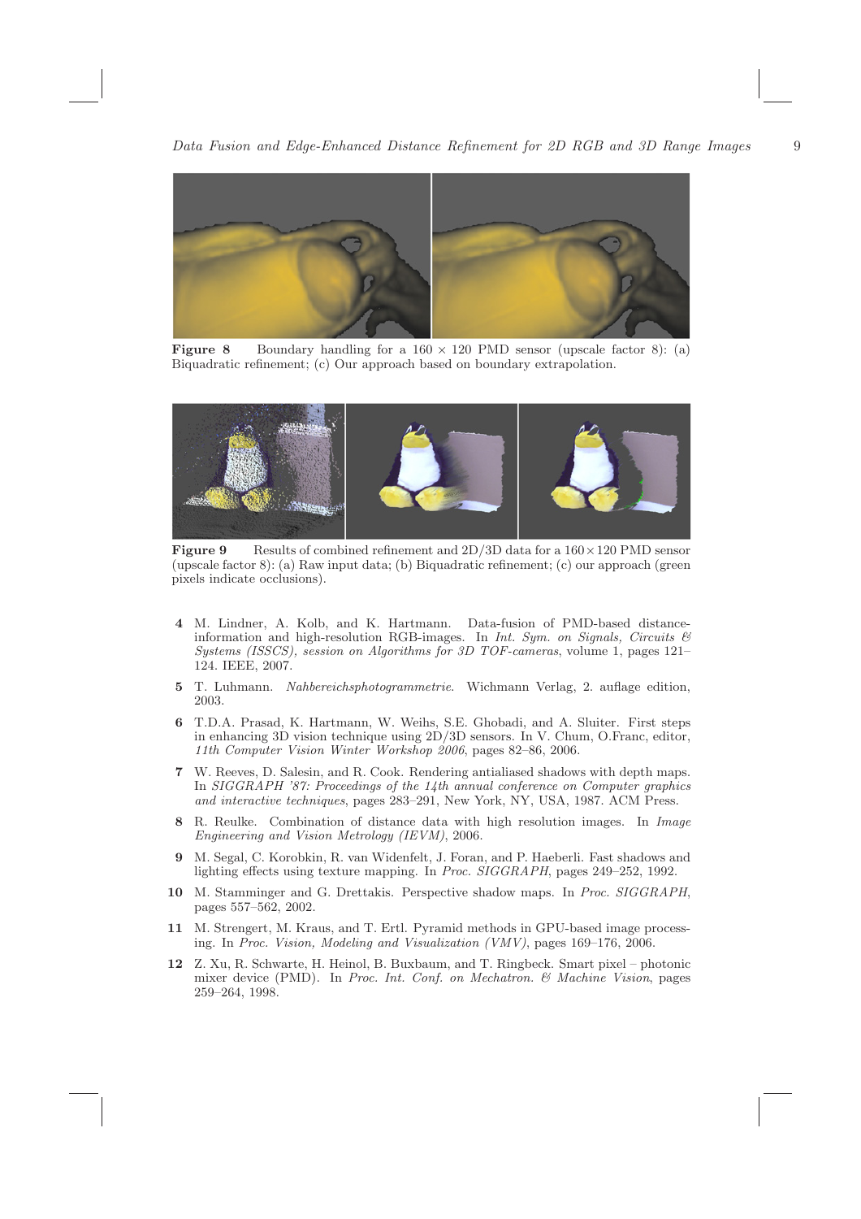**Figure 8** Boundary handling for a $160 \times 120$ PMD sensor (upscale factor 8): (a) Biquadratic refinement; (c) Our approach based on boundary extrapolation.

**Figure 9** Results of combined refinement and 2D/3D data for a $160 \times 120$ PMD sensor (upscale factor 8): (a) Raw input data; (b) Biquadratic refinement; (c) our approach (green pixels indicate occlusions).

**4** M. Lindner, A. Kolb, and K. Hartmann. Data-fusion of PMD-based distance-information and high-resolution RGB-images. In *Int. Sym. on Signals, Circuits & Systems (ISSCS), session on Algorithms for 3D TOF-cameras*, volume 1, pages 121–124. IEEE, 2007.

**5** T. Luhmann. *Nahbereichsphotogrammetrie.* Wichmann Verlag, 2. auflage edition, 2003.

**6** T.D.A. Prasad, K. Hartmann, W. Weihs, S.E. Ghobadi, and A. Sluiter. First steps in enhancing 3D vision technique using 2D/3D sensors. In V. Chum, O.Franc, editor, *11th Computer Vision Winter Workshop 2006*, pages 82–86, 2006.

**7** W. Reeves, D. Salesin, and R. Cook. Rendering antialiased shadows with depth maps. In *SIGGRAPH '87: Proceedings of the 14th annual conference on Computer graphics and interactive techniques*, pages 283–291, New York, NY, USA, 1987. ACM Press.

**8** R. Reulke. Combination of distance data with high resolution images. In *Image Engineering and Vision Metrology (IEVM)*, 2006.

**9** M. Segal, C. Korobkin, R. van Widenfelt, J. Foran, and P. Haeberli. Fast shadows and lighting effects using texture mapping. In *Proc. SIGGRAPH*, pages 249–252, 1992.

**10** M. Stamminger and G. Drettakis. Perspective shadow maps. In *Proc. SIGGRAPH*, pages 557–562, 2002.

**11** M. Strengert, M. Kraus, and T. Ertl. Pyramid methods in GPU-based image processing. In *Proc. Vision, Modeling and Visualization (VMV)*, pages 169–176, 2006.

**12** Z. Xu, R. Schwarte, H. Heinol, B. Buxbaum, and T. Ringbeck. Smart pixel – photonic mixer device (PMD). In *Proc. Int. Conf. on Mechatron. & Machine Vision*, pages 259–264, 1998.